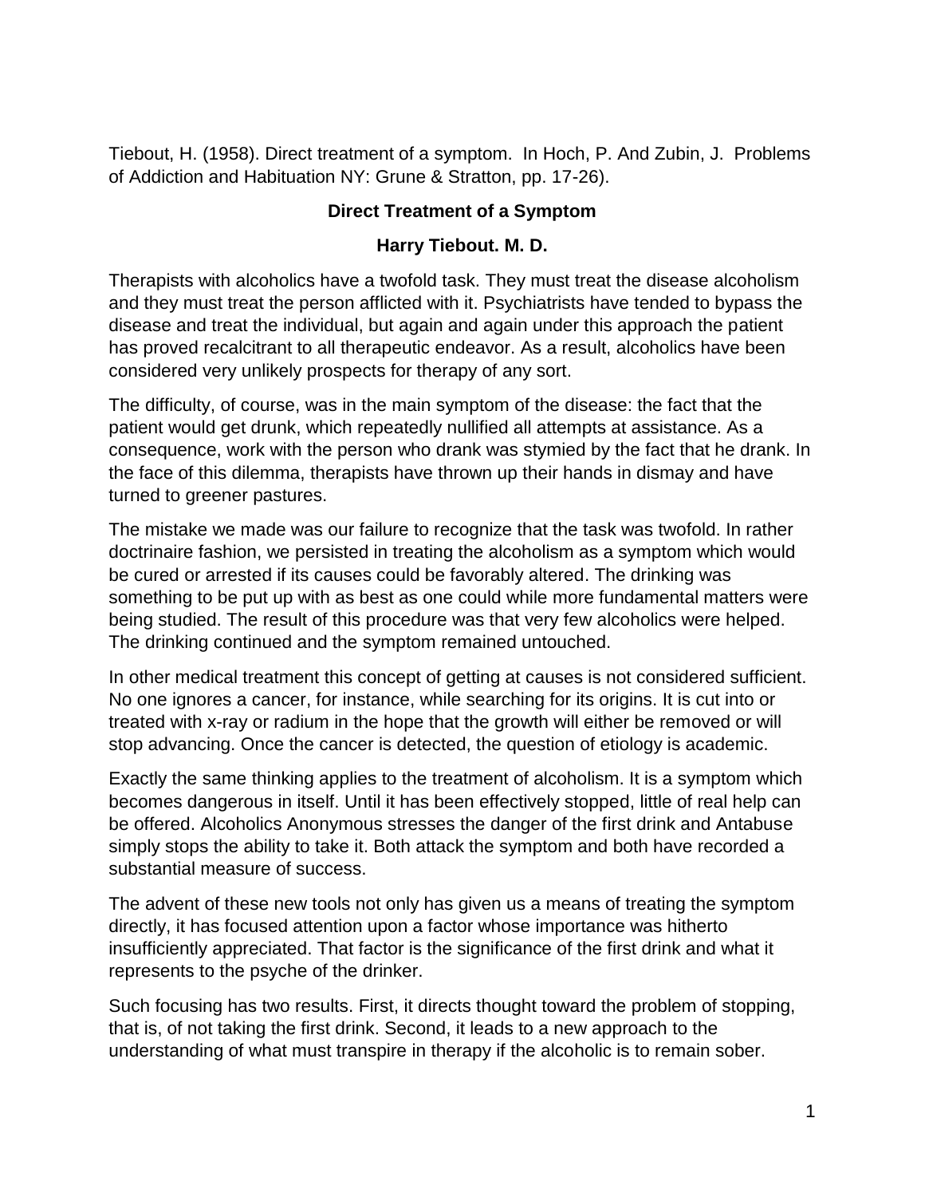Tiebout, H. (1958). Direct treatment of a symptom. In Hoch, P. And Zubin, J. Problems of Addiction and Habituation NY: Grune & Stratton, pp. 17-26).

# Direct Treatment of a Symptom

**Harry Tiebout. M. D.**

Therapists with alcoholics have a twofold task. They must treat the disease alcoholism and they must treat the person afflicted with it. Psychiatrists have tended to bypass the disease and treat the individual, but again and again under this approach the patient has proved recalcitrant to all therapeutic endeavor. As a result, alcoholics have been considered very unlikely prospects for therapy of any sort.

The difficulty, of course, was in the main symptom of the disease: the fact that the patient would get drunk, which repeatedly nullified all attempts at assistance. As a consequence, work with the person who drank was stymied by the fact that he drank. In the face of this dilemma, therapists have thrown up their hands in dismay and have turned to greener pastures.

The mistake we made was our failure to recognize that the task was twofold. In rather doctrinaire fashion, we persisted in treating the alcoholism as a symptom which would be cured or arrested if its causes could be favorably altered. The drinking was something to be put up with as best as one could while more fundamental matters were being studied. The result of this procedure was that very few alcoholics were helped. The drinking continued and the symptom remained untouched.

In other medical treatment this concept of getting at causes is not considered sufficient. No one ignores a cancer, for instance, while searching for its origins. It is cut into or treated with x-ray or radium in the hope that the growth will either be removed or will stop advancing. Once the cancer is detected, the question of etiology is academic.

Exactly the same thinking applies to the treatment of alcoholism. It is a symptom which becomes dangerous in itself. Until it has been effectively stopped, little of real help can be offered. Alcoholics Anonymous stresses the danger of the first drink and Antabuse simply stops the ability to take it. Both attack the symptom and both have recorded a substantial measure of success.

The advent of these new tools not only has given us a means of treating the symptom directly, it has focused attention upon a factor whose importance was hitherto insufficiently appreciated. That factor is the significance of the first drink and what it represents to the psyche of the drinker.

Such focusing has two results. First, it directs thought toward the problem of stopping, that is, of not taking the first drink. Second, it leads to a new approach to the understanding of what must transpire in therapy if the alcoholic is to remain sober.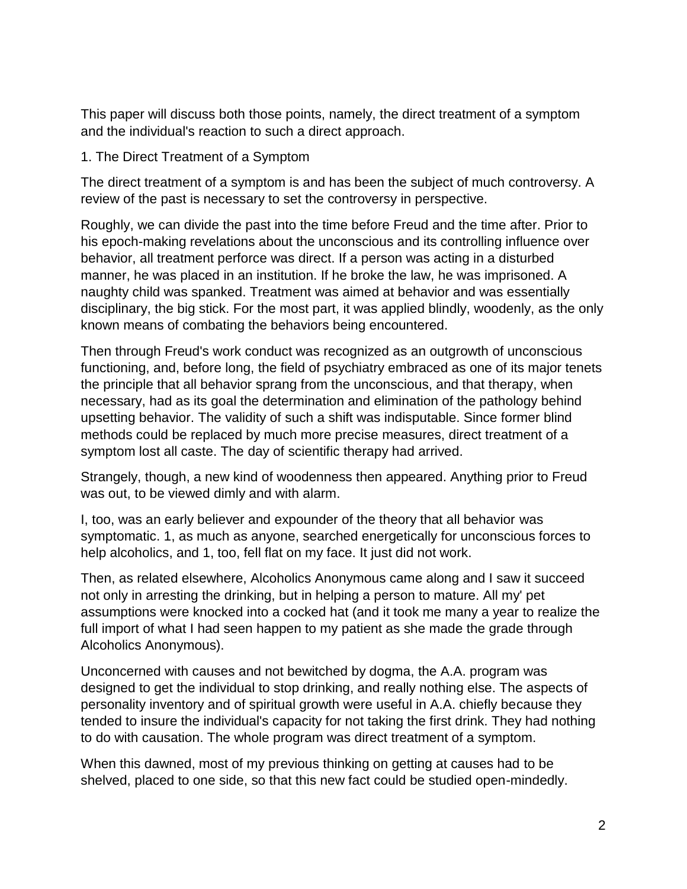This paper will discuss both those points, namely, the direct treatment of a symptom and the individual's reaction to such a direct approach.

## 1. The Direct Treatment of a Symptom

The direct treatment of a symptom is and has been the subject of much controversy. A review of the past is necessary to set the controversy in perspective.

Roughly, we can divide the past into the time before Freud and the time after. Prior to his epoch-making revelations about the unconscious and its controlling influence over behavior, all treatment perforce was direct. If a person was acting in a disturbed manner, he was placed in an institution. If he broke the law, he was imprisoned. A naughty child was spanked. Treatment was aimed at behavior and was essentially disciplinary, the big stick. For the most part, it was applied blindly, woodenly, as the only known means of combating the behaviors being encountered.

Then through Freud's work conduct was recognized as an outgrowth of unconscious functioning, and, before long, the field of psychiatry embraced as one of its major tenets the principle that all behavior sprang from the unconscious, and that therapy, when necessary, had as its goal the determination and elimination of the pathology behind upsetting behavior. The validity of such a shift was indisputable. Since former blind methods could be replaced by much more precise measures, direct treatment of a symptom lost all caste. The day of scientific therapy had arrived.

Strangely, though, a new kind of woodenness then appeared. Anything prior to Freud was out, to be viewed dimly and with alarm.

I, too, was an early believer and expounder of the theory that all behavior was symptomatic. 1, as much as anyone, searched energetically for unconscious forces to help alcoholics, and 1, too, fell flat on my face. It just did not work.

Then, as related elsewhere, Alcoholics Anonymous came along and I saw it succeed not only in arresting the drinking, but in helping a person to mature. All my' pet assumptions were knocked into a cocked hat (and it took me many a year to realize the full import of what I had seen happen to my patient as she made the grade through Alcoholics Anonymous).

Unconcerned with causes and not bewitched by dogma, the A.A. program was designed to get the individual to stop drinking, and really nothing else. The aspects of personality inventory and of spiritual growth were useful in A.A. chiefly because they tended to insure the individual's capacity for not taking the first drink. They had nothing to do with causation. The whole program was direct treatment of a symptom.

When this dawned, most of my previous thinking on getting at causes had to be shelved, placed to one side, so that this new fact could be studied open-mindedly.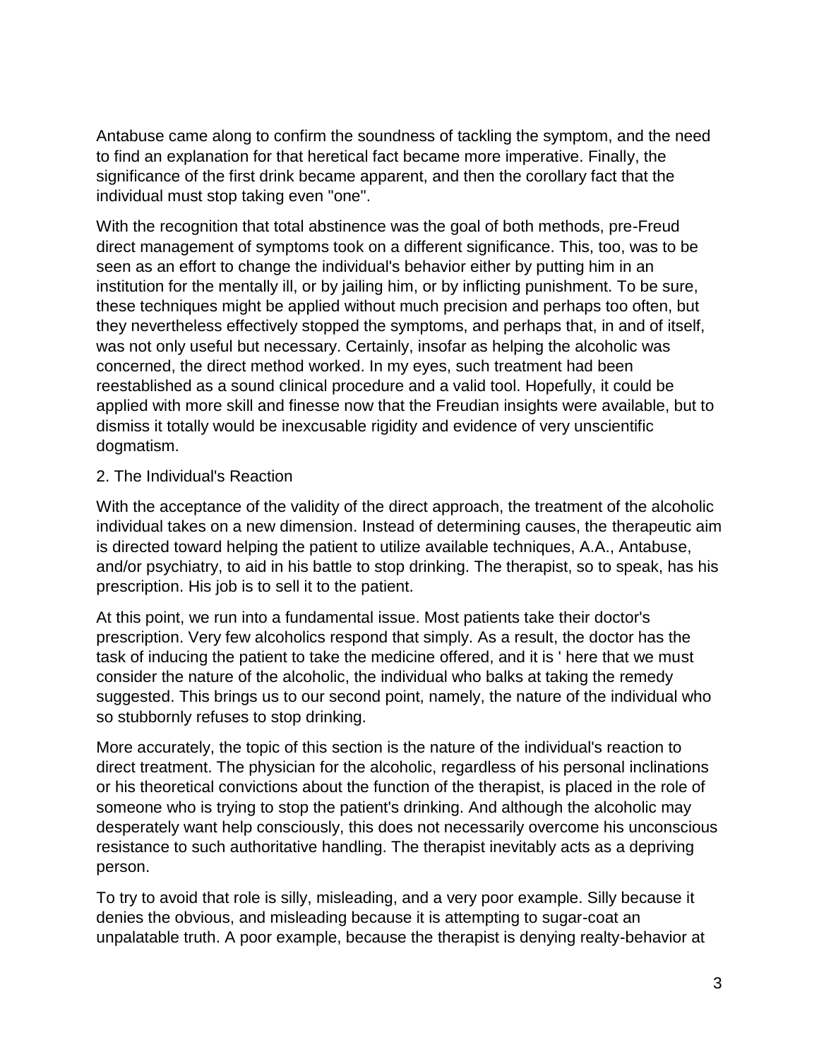Antabuse came along to confirm the soundness of tackling the symptom, and the need to find an explanation for that heretical fact became more imperative. Finally, the significance of the first drink became apparent, and then the corollary fact that the individual must stop taking even "one".

With the recognition that total abstinence was the goal of both methods, pre-Freud direct management of symptoms took on a different significance. This, too, was to be seen as an effort to change the individual's behavior either by putting him in an institution for the mentally ill, or by jailing him, or by inflicting punishment. To be sure, these techniques might be applied without much precision and perhaps too often, but they nevertheless effectively stopped the symptoms, and perhaps that, in and of itself, was not only useful but necessary. Certainly, insofar as helping the alcoholic was concerned, the direct method worked. In my eyes, such treatment had been reestablished as a sound clinical procedure and a valid tool. Hopefully, it could be applied with more skill and finesse now that the Freudian insights were available, but to dismiss it totally would be inexcusable rigidity and evidence of very unscientific dogmatism.

## 2. The Individual's Reaction

With the acceptance of the validity of the direct approach, the treatment of the alcoholic individual takes on a new dimension. Instead of determining causes, the therapeutic aim is directed toward helping the patient to utilize available techniques, A.A., Antabuse, and/or psychiatry, to aid in his battle to stop drinking. The therapist, so to speak, has his prescription. His job is to sell it to the patient.

At this point, we run into a fundamental issue. Most patients take their doctor's prescription. Very few alcoholics respond that simply. As a result, the doctor has the task of inducing the patient to take the medicine offered, and it is ' here that we must consider the nature of the alcoholic, the individual who balks at taking the remedy suggested. This brings us to our second point, namely, the nature of the individual who so stubbornly refuses to stop drinking.

More accurately, the topic of this section is the nature of the individual's reaction to direct treatment. The physician for the alcoholic, regardless of his personal inclinations or his theoretical convictions about the function of the therapist, is placed in the role of someone who is trying to stop the patient's drinking. And although the alcoholic may desperately want help consciously, this does not necessarily overcome his unconscious resistance to such authoritative handling. The therapist inevitably acts as a depriving person.

To try to avoid that role is silly, misleading, and a very poor example. Silly because it denies the obvious, and misleading because it is attempting to sugar-coat an unpalatable truth. A poor example, because the therapist is denying realty-behavior at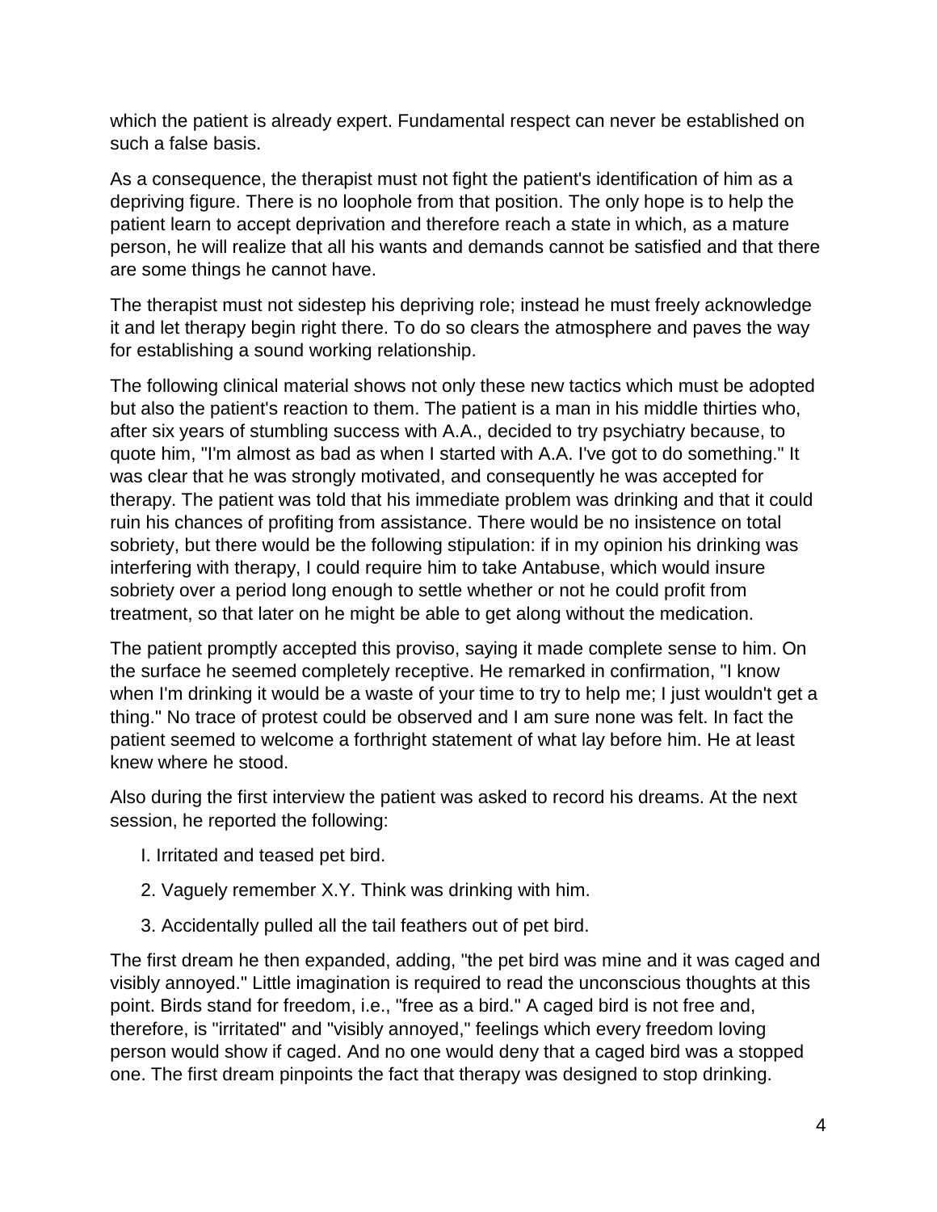which the patient is already expert. Fundamental respect can never be established on such a false basis.

As a consequence, the therapist must not fight the patient's identification of him as a depriving figure. There is no loophole from that position. The only hope is to help the patient learn to accept deprivation and therefore reach a state in which, as a mature person, he will realize that all his wants and demands cannot be satisfied and that there are some things he cannot have.

The therapist must not sidestep his depriving role; instead he must freely acknowledge it and let therapy begin right there. To do so clears the atmosphere and paves the way for establishing a sound working relationship.

The following clinical material shows not only these new tactics which must be adopted but also the patient's reaction to them. The patient is a man in his middle thirties who, after six years of stumbling success with A.A., decided to try psychiatry because, to quote him, "I'm almost as bad as when I started with A.A. I've got to do something." It was clear that he was strongly motivated, and consequently he was accepted for therapy. The patient was told that his immediate problem was drinking and that it could ruin his chances of profiting from assistance. There would be no insistence on total sobriety, but there would be the following stipulation: if in my opinion his drinking was interfering with therapy, I could require him to take Antabuse, which would insure sobriety over a period long enough to settle whether or not he could profit from treatment, so that later on he might be able to get along without the medication.

The patient promptly accepted this proviso, saying it made complete sense to him. On the surface he seemed completely receptive. He remarked in confirmation, "I know when I'm drinking it would be a waste of your time to try to help me; I just wouldn't get a thing." No trace of protest could be observed and I am sure none was felt. In fact the patient seemed to welcome a forthright statement of what lay before him. He at least knew where he stood.

Also during the first interview the patient was asked to record his dreams. At the next session, he reported the following:

I. Irritated and teased pet bird.

2. Vaguely remember X.Y. Think was drinking with him.

3. Accidentally pulled all the tail feathers out of pet bird.

The first dream he then expanded, adding, "the pet bird was mine and it was caged and visibly annoyed." Little imagination is required to read the unconscious thoughts at this point. Birds stand for freedom, i.e., "free as a bird." A caged bird is not free and, therefore, is "irritated" and "visibly annoyed," feelings which every freedom loving person would show if caged. And no one would deny that a caged bird was a stopped one. The first dream pinpoints the fact that therapy was designed to stop drinking.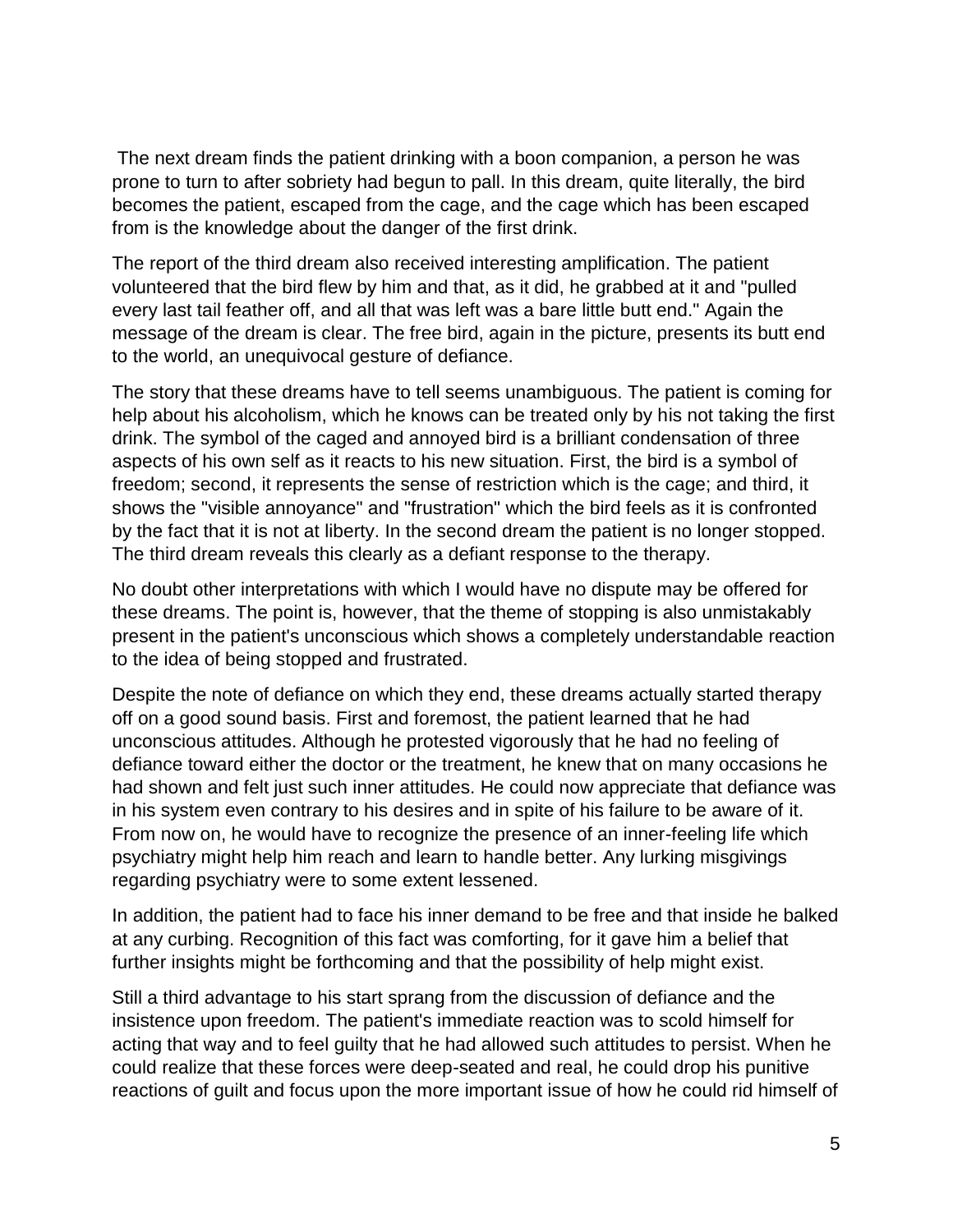The next dream finds the patient drinking with a boon companion, a person he was prone to turn to after sobriety had begun to pall. In this dream, quite literally, the bird becomes the patient, escaped from the cage, and the cage which has been escaped from is the knowledge about the danger of the first drink.

The report of the third dream also received interesting amplification. The patient volunteered that the bird flew by him and that, as it did, he grabbed at it and "pulled every last tail feather off, and all that was left was a bare little butt end." Again the message of the dream is clear. The free bird, again in the picture, presents its butt end to the world, an unequivocal gesture of defiance.

The story that these dreams have to tell seems unambiguous. The patient is coming for help about his alcoholism, which he knows can be treated only by his not taking the first drink. The symbol of the caged and annoyed bird is a brilliant condensation of three aspects of his own self as it reacts to his new situation. First, the bird is a symbol of freedom; second, it represents the sense of restriction which is the cage; and third, it shows the "visible annoyance" and "frustration" which the bird feels as it is confronted by the fact that it is not at liberty. In the second dream the patient is no longer stopped. The third dream reveals this clearly as a defiant response to the therapy.

No doubt other interpretations with which I would have no dispute may be offered for these dreams. The point is, however, that the theme of stopping is also unmistakably present in the patient's unconscious which shows a completely understandable reaction to the idea of being stopped and frustrated.

Despite the note of defiance on which they end, these dreams actually started therapy off on a good sound basis. First and foremost, the patient learned that he had unconscious attitudes. Although he protested vigorously that he had no feeling of defiance toward either the doctor or the treatment, he knew that on many occasions he had shown and felt just such inner attitudes. He could now appreciate that defiance was in his system even contrary to his desires and in spite of his failure to be aware of it. From now on, he would have to recognize the presence of an inner-feeling life which psychiatry might help him reach and learn to handle better. Any lurking misgivings regarding psychiatry were to some extent lessened.

In addition, the patient had to face his inner demand to be free and that inside he balked at any curbing. Recognition of this fact was comforting, for it gave him a belief that further insights might be forthcoming and that the possibility of help might exist.

Still a third advantage to his start sprang from the discussion of defiance and the insistence upon freedom. The patient's immediate reaction was to scold himself for acting that way and to feel guilty that he had allowed such attitudes to persist. When he could realize that these forces were deep-seated and real, he could drop his punitive reactions of guilt and focus upon the more important issue of how he could rid himself of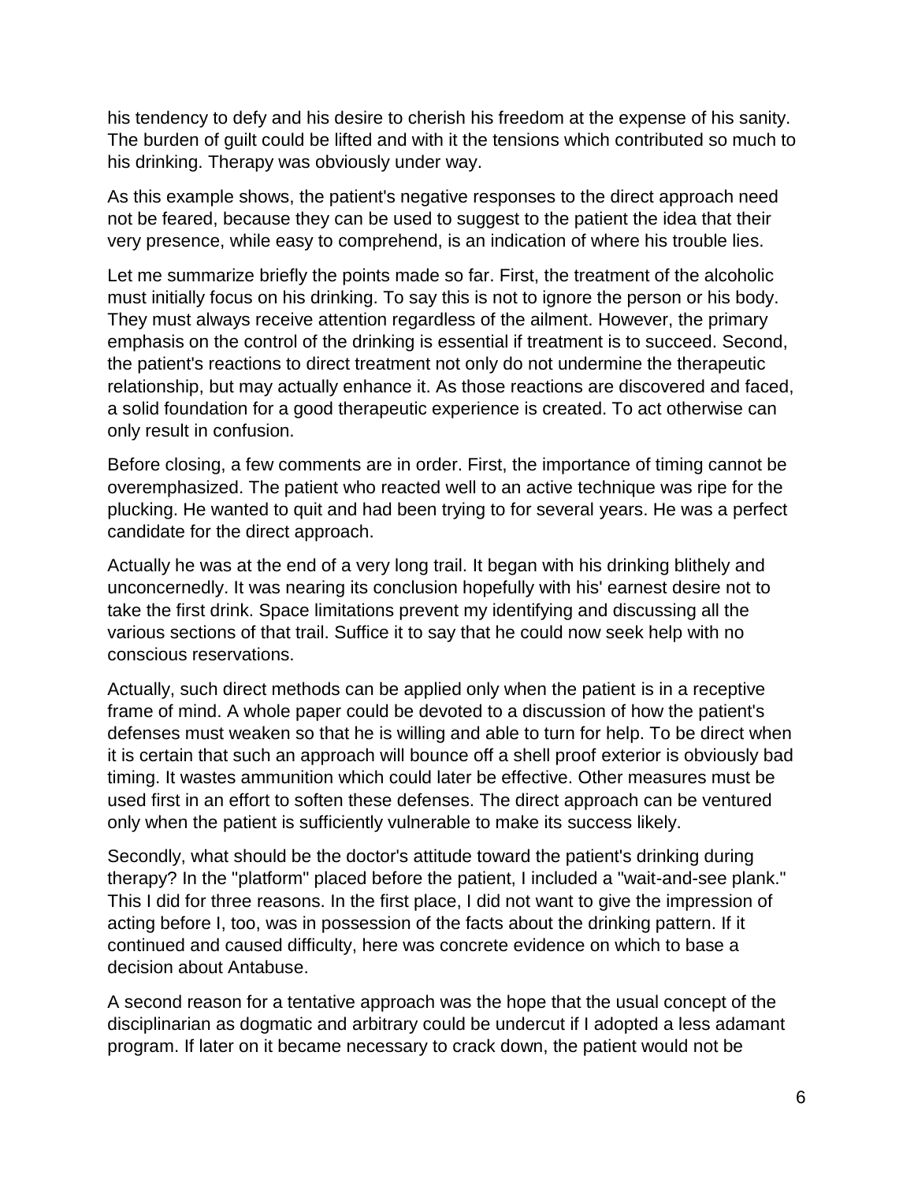his tendency to defy and his desire to cherish his freedom at the expense of his sanity. The burden of guilt could be lifted and with it the tensions which contributed so much to his drinking. Therapy was obviously under way.

As this example shows, the patient's negative responses to the direct approach need not be feared, because they can be used to suggest to the patient the idea that their very presence, while easy to comprehend, is an indication of where his trouble lies.

Let me summarize briefly the points made so far. First, the treatment of the alcoholic must initially focus on his drinking. To say this is not to ignore the person or his body. They must always receive attention regardless of the ailment. However, the primary emphasis on the control of the drinking is essential if treatment is to succeed. Second, the patient's reactions to direct treatment not only do not undermine the therapeutic relationship, but may actually enhance it. As those reactions are discovered and faced, a solid foundation for a good therapeutic experience is created. To act otherwise can only result in confusion.

Before closing, a few comments are in order. First, the importance of timing cannot be overemphasized. The patient who reacted well to an active technique was ripe for the plucking. He wanted to quit and had been trying to for several years. He was a perfect candidate for the direct approach.

Actually he was at the end of a very long trail. It began with his drinking blithely and unconcernedly. It was nearing its conclusion hopefully with his' earnest desire not to take the first drink. Space limitations prevent my identifying and discussing all the various sections of that trail. Suffice it to say that he could now seek help with no conscious reservations.

Actually, such direct methods can be applied only when the patient is in a receptive frame of mind. A whole paper could be devoted to a discussion of how the patient's defenses must weaken so that he is willing and able to turn for help. To be direct when it is certain that such an approach will bounce off a shell proof exterior is obviously bad timing. It wastes ammunition which could later be effective. Other measures must be used first in an effort to soften these defenses. The direct approach can be ventured only when the patient is sufficiently vulnerable to make its success likely.

Secondly, what should be the doctor's attitude toward the patient's drinking during therapy? In the "platform" placed before the patient, I included a "wait-and-see plank." This I did for three reasons. In the first place, I did not want to give the impression of acting before I, too, was in possession of the facts about the drinking pattern. If it continued and caused difficulty, here was concrete evidence on which to base a decision about Antabuse.

A second reason for a tentative approach was the hope that the usual concept of the disciplinarian as dogmatic and arbitrary could be undercut if I adopted a less adamant program. If later on it became necessary to crack down, the patient would not be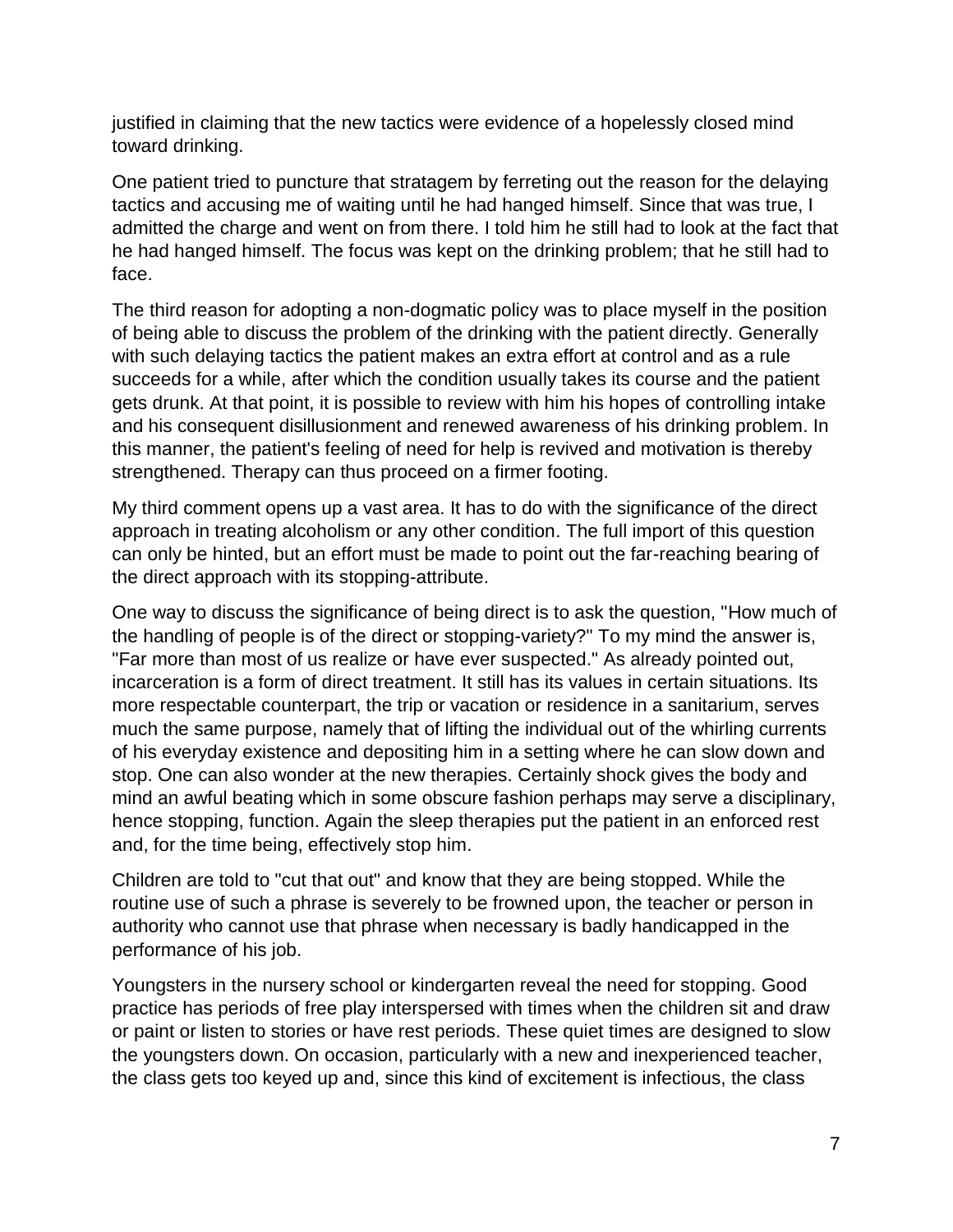justified in claiming that the new tactics were evidence of a hopelessly closed mind toward drinking.

One patient tried to puncture that stratagem by ferreting out the reason for the delaying tactics and accusing me of waiting until he had hanged himself. Since that was true, I admitted the charge and went on from there. I told him he still had to look at the fact that he had hanged himself. The focus was kept on the drinking problem; that he still had to face.

The third reason for adopting a non-dogmatic policy was to place myself in the position of being able to discuss the problem of the drinking with the patient directly. Generally with such delaying tactics the patient makes an extra effort at control and as a rule succeeds for a while, after which the condition usually takes its course and the patient gets drunk. At that point, it is possible to review with him his hopes of controlling intake and his consequent disillusionment and renewed awareness of his drinking problem. In this manner, the patient's feeling of need for help is revived and motivation is thereby strengthened. Therapy can thus proceed on a firmer footing.

My third comment opens up a vast area. It has to do with the significance of the direct approach in treating alcoholism or any other condition. The full import of this question can only be hinted, but an effort must be made to point out the far-reaching bearing of the direct approach with its stopping-attribute.

One way to discuss the significance of being direct is to ask the question, "How much of the handling of people is of the direct or stopping-variety?" To my mind the answer is, "Far more than most of us realize or have ever suspected." As already pointed out, incarceration is a form of direct treatment. It still has its values in certain situations. Its more respectable counterpart, the trip or vacation or residence in a sanitarium, serves much the same purpose, namely that of lifting the individual out of the whirling currents of his everyday existence and depositing him in a setting where he can slow down and stop. One can also wonder at the new therapies. Certainly shock gives the body and mind an awful beating which in some obscure fashion perhaps may serve a disciplinary, hence stopping, function. Again the sleep therapies put the patient in an enforced rest and, for the time being, effectively stop him.

Children are told to "cut that out" and know that they are being stopped. While the routine use of such a phrase is severely to be frowned upon, the teacher or person in authority who cannot use that phrase when necessary is badly handicapped in the performance of his job.

Youngsters in the nursery school or kindergarten reveal the need for stopping. Good practice has periods of free play interspersed with times when the children sit and draw or paint or listen to stories or have rest periods. These quiet times are designed to slow the youngsters down. On occasion, particularly with a new and inexperienced teacher, the class gets too keyed up and, since this kind of excitement is infectious, the class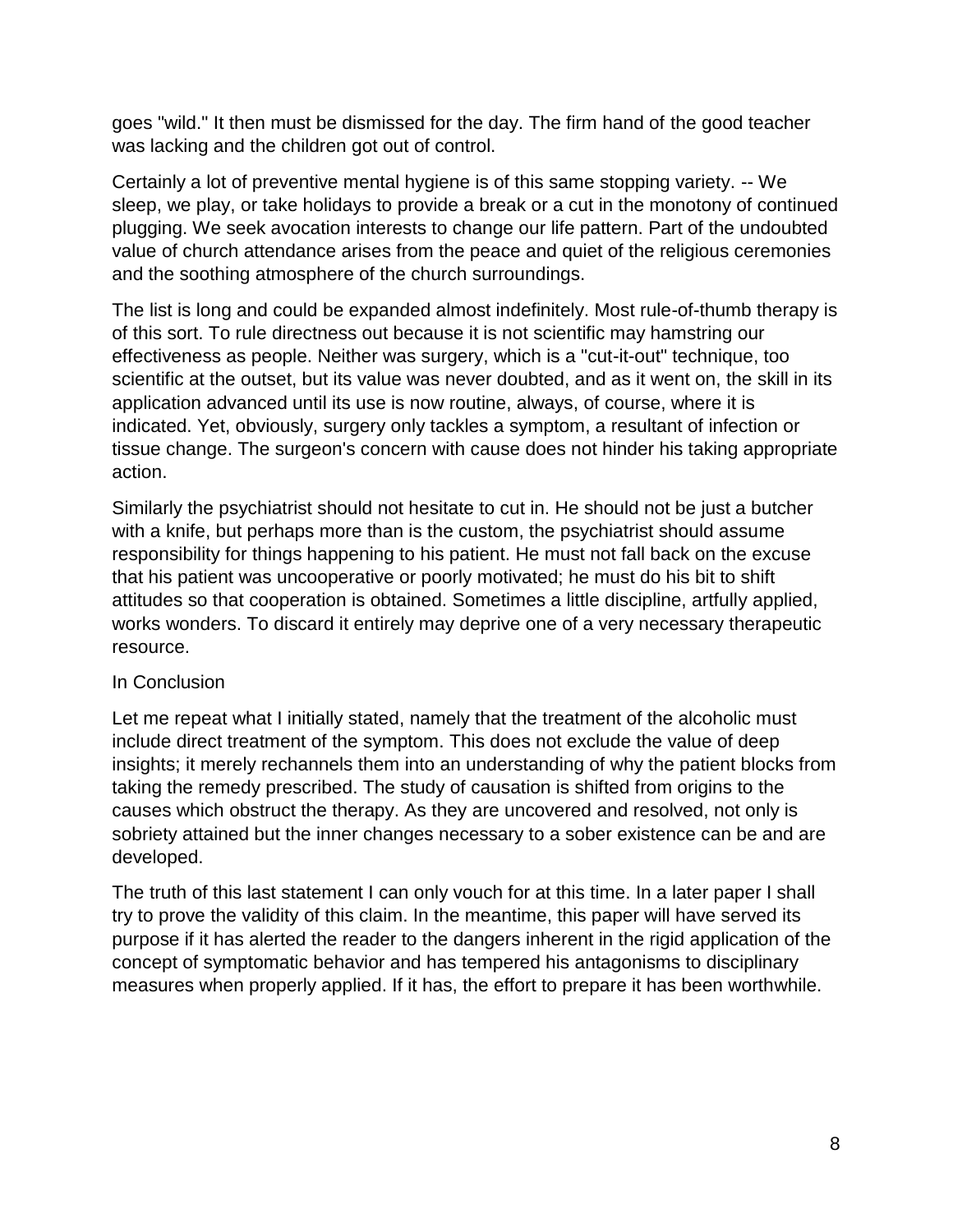goes "wild." It then must be dismissed for the day. The firm hand of the good teacher was lacking and the children got out of control.

Certainly a lot of preventive mental hygiene is of this same stopping variety. -- We sleep, we play, or take holidays to provide a break or a cut in the monotony of continued plugging. We seek avocation interests to change our life pattern. Part of the undoubted value of church attendance arises from the peace and quiet of the religious ceremonies and the soothing atmosphere of the church surroundings.

The list is long and could be expanded almost indefinitely. Most rule-of-thumb therapy is of this sort. To rule directness out because it is not scientific may hamstring our effectiveness as people. Neither was surgery, which is a "cut-it-out" technique, too scientific at the outset, but its value was never doubted, and as it went on, the skill in its application advanced until its use is now routine, always, of course, where it is indicated. Yet, obviously, surgery only tackles a symptom, a resultant of infection or tissue change. The surgeon's concern with cause does not hinder his taking appropriate action.

Similarly the psychiatrist should not hesitate to cut in. He should not be just a butcher with a knife, but perhaps more than is the custom, the psychiatrist should assume responsibility for things happening to his patient. He must not fall back on the excuse that his patient was uncooperative or poorly motivated; he must do his bit to shift attitudes so that cooperation is obtained. Sometimes a little discipline, artfully applied, works wonders. To discard it entirely may deprive one of a very necessary therapeutic resource.

## In Conclusion

Let me repeat what I initially stated, namely that the treatment of the alcoholic must include direct treatment of the symptom. This does not exclude the value of deep insights; it merely rechannels them into an understanding of why the patient blocks from taking the remedy prescribed. The study of causation is shifted from origins to the causes which obstruct the therapy. As they are uncovered and resolved, not only is sobriety attained but the inner changes necessary to a sober existence can be and are developed.

The truth of this last statement I can only vouch for at this time. In a later paper I shall try to prove the validity of this claim. In the meantime, this paper will have served its purpose if it has alerted the reader to the dangers inherent in the rigid application of the concept of symptomatic behavior and has tempered his antagonisms to disciplinary measures when properly applied. If it has, the effort to prepare it has been worthwhile.